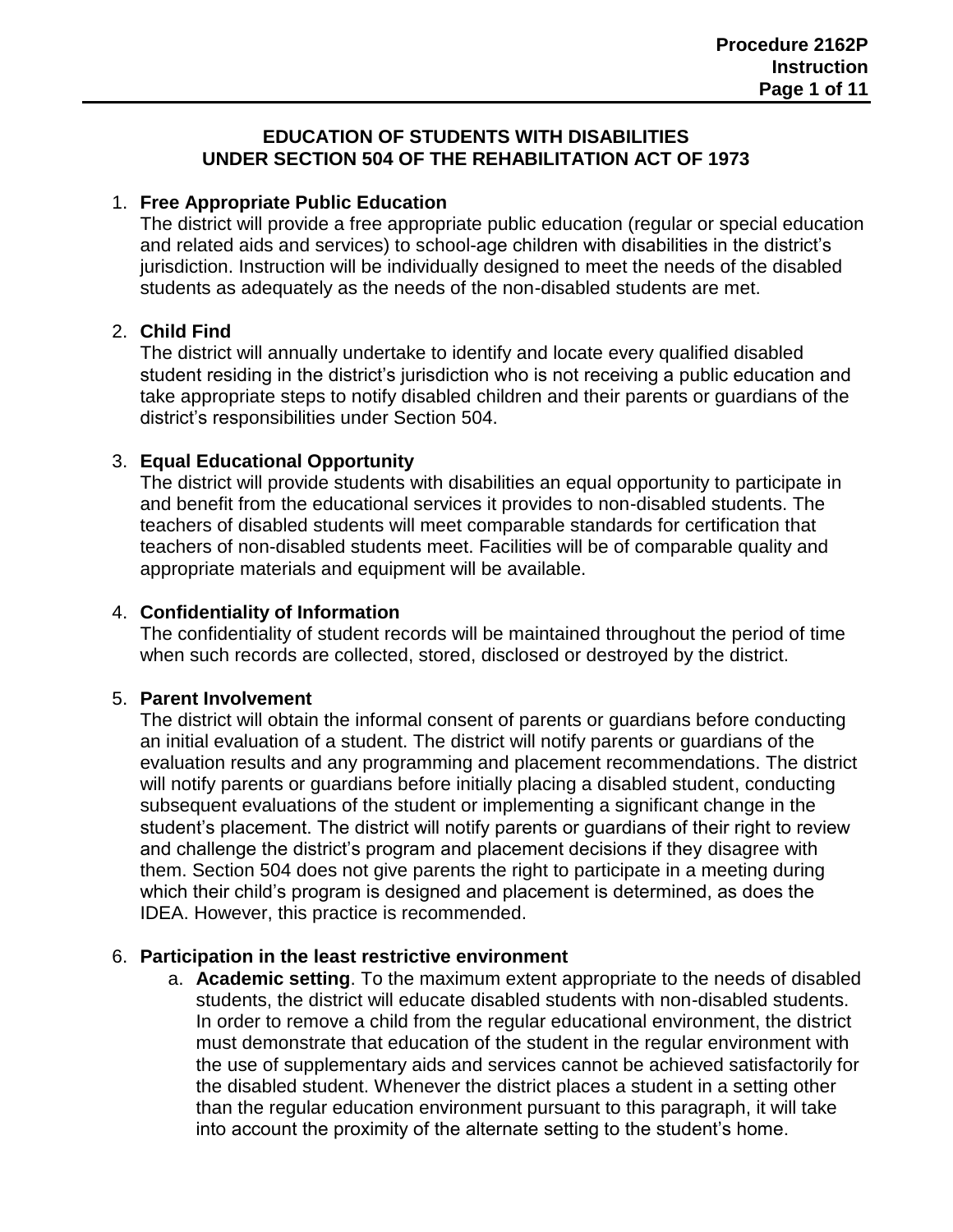# EDUCATION OF STUDENTS WITH DISABILITIES UNDER SECTION 504 OF THE REHABILITATION ACT OF 1973

1. **Free Appropriate Public Education**
   The district will provide a free appropriate public education (regular or special education and related aids and services) to school-age children with disabilities in the district's jurisdiction. Instruction will be individually designed to meet the needs of the disabled students as adequately as the needs of the non-disabled students are met.

2. **Child Find**
   The district will annually undertake to identify and locate every qualified disabled student residing in the district's jurisdiction who is not receiving a public education and take appropriate steps to notify disabled children and their parents or guardians of the district's responsibilities under Section 504.

3. **Equal Educational Opportunity**
   The district will provide students with disabilities an equal opportunity to participate in and benefit from the educational services it provides to non-disabled students. The teachers of disabled students will meet comparable standards for certification that teachers of non-disabled students meet. Facilities will be of comparable quality and appropriate materials and equipment will be available.

4. **Confidentiality of Information**
   The confidentiality of student records will be maintained throughout the period of time when such records are collected, stored, disclosed or destroyed by the district.

5. **Parent Involvement**
   The district will obtain the informal consent of parents or guardians before conducting an initial evaluation of a student. The district will notify parents or guardians of the evaluation results and any programming and placement recommendations. The district will notify parents or guardians before initially placing a disabled student, conducting subsequent evaluations of the student or implementing a significant change in the student's placement. The district will notify parents or guardians of their right to review and challenge the district's program and placement decisions if they disagree with them. Section 504 does not give parents the right to participate in a meeting during which their child's program is designed and placement is determined, as does the IDEA. However, this practice is recommended.

6. **Participation in the least restrictive environment**
   a. **Academic setting**. To the maximum extent appropriate to the needs of disabled students, the district will educate disabled students with non-disabled students. In order to remove a child from the regular educational environment, the district must demonstrate that education of the student in the regular environment with the use of supplementary aids and services cannot be achieved satisfactorily for the disabled student. Whenever the district places a student in a setting other than the regular education environment pursuant to this paragraph, it will take into account the proximity of the alternate setting to the student's home.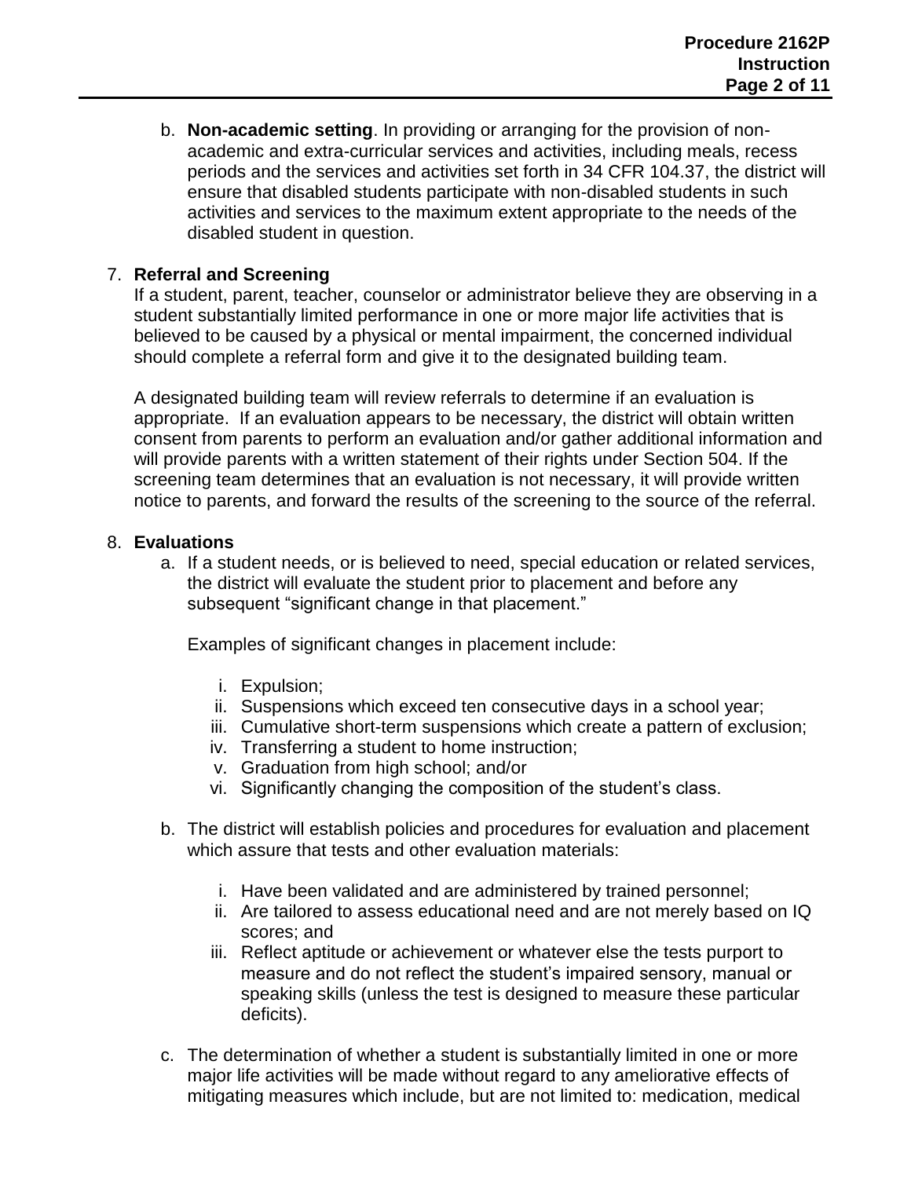b. **Non-academic setting**. In providing or arranging for the provision of non-academic and extra-curricular services and activities, including meals, recess periods and the services and activities set forth in 34 CFR 104.37, the district will ensure that disabled students participate with non-disabled students in such activities and services to the maximum extent appropriate to the needs of the disabled student in question.

7. **Referral and Screening**

If a student, parent, teacher, counselor or administrator believe they are observing in a student substantially limited performance in one or more major life activities that is believed to be caused by a physical or mental impairment, the concerned individual should complete a referral form and give it to the designated building team.

A designated building team will review referrals to determine if an evaluation is appropriate. If an evaluation appears to be necessary, the district will obtain written consent from parents to perform an evaluation and/or gather additional information and will provide parents with a written statement of their rights under Section 504. If the screening team determines that an evaluation is not necessary, it will provide written notice to parents, and forward the results of the screening to the source of the referral.

8. **Evaluations**

a. If a student needs, or is believed to need, special education or related services, the district will evaluate the student prior to placement and before any subsequent "significant change in that placement."

Examples of significant changes in placement include:

i. Expulsion;
ii. Suspensions which exceed ten consecutive days in a school year;
iii. Cumulative short-term suspensions which create a pattern of exclusion;
iv. Transferring a student to home instruction;
v. Graduation from high school; and/or
vi. Significantly changing the composition of the student's class.

b. The district will establish policies and procedures for evaluation and placement which assure that tests and other evaluation materials:

i. Have been validated and are administered by trained personnel;
ii. Are tailored to assess educational need and are not merely based on IQ scores; and
iii. Reflect aptitude or achievement or whatever else the tests purport to measure and do not reflect the student's impaired sensory, manual or speaking skills (unless the test is designed to measure these particular deficits).

c. The determination of whether a student is substantially limited in one or more major life activities will be made without regard to any ameliorative effects of mitigating measures which include, but are not limited to: medication, medical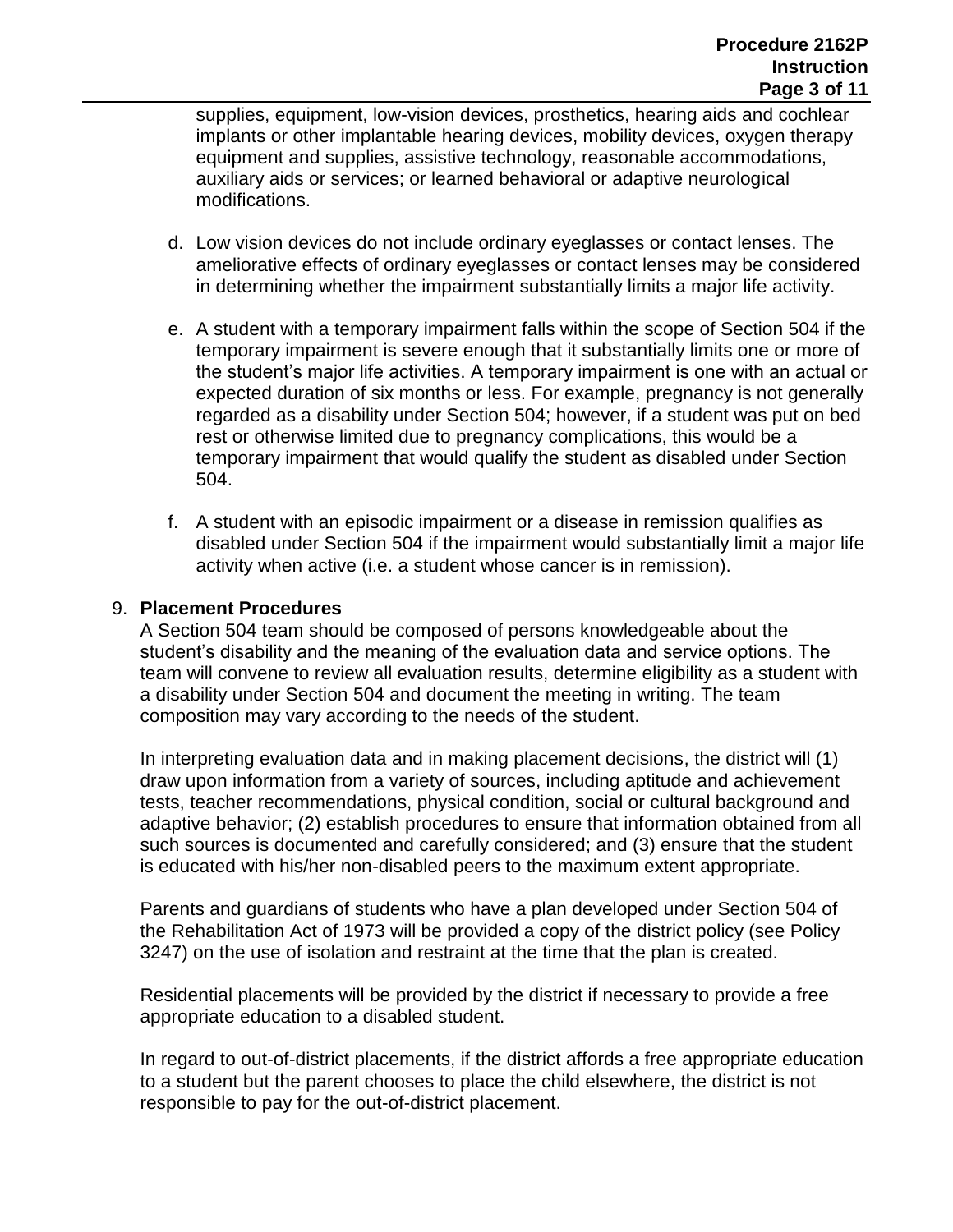supplies, equipment, low-vision devices, prosthetics, hearing aids and cochlear implants or other implantable hearing devices, mobility devices, oxygen therapy equipment and supplies, assistive technology, reasonable accommodations, auxiliary aids or services; or learned behavioral or adaptive neurological modifications.

d. Low vision devices do not include ordinary eyeglasses or contact lenses. The ameliorative effects of ordinary eyeglasses or contact lenses may be considered in determining whether the impairment substantially limits a major life activity.

e. A student with a temporary impairment falls within the scope of Section 504 if the temporary impairment is severe enough that it substantially limits one or more of the student's major life activities. A temporary impairment is one with an actual or expected duration of six months or less. For example, pregnancy is not generally regarded as a disability under Section 504; however, if a student was put on bed rest or otherwise limited due to pregnancy complications, this would be a temporary impairment that would qualify the student as disabled under Section 504.

f. A student with an episodic impairment or a disease in remission qualifies as disabled under Section 504 if the impairment would substantially limit a major life activity when active (i.e. a student whose cancer is in remission).

9. **Placement Procedures**

A Section 504 team should be composed of persons knowledgeable about the student's disability and the meaning of the evaluation data and service options. The team will convene to review all evaluation results, determine eligibility as a student with a disability under Section 504 and document the meeting in writing. The team composition may vary according to the needs of the student.

In interpreting evaluation data and in making placement decisions, the district will (1) draw upon information from a variety of sources, including aptitude and achievement tests, teacher recommendations, physical condition, social or cultural background and adaptive behavior; (2) establish procedures to ensure that information obtained from all such sources is documented and carefully considered; and (3) ensure that the student is educated with his/her non-disabled peers to the maximum extent appropriate.

Parents and guardians of students who have a plan developed under Section 504 of the Rehabilitation Act of 1973 will be provided a copy of the district policy (see Policy 3247) on the use of isolation and restraint at the time that the plan is created.

Residential placements will be provided by the district if necessary to provide a free appropriate education to a disabled student.

In regard to out-of-district placements, if the district affords a free appropriate education to a student but the parent chooses to place the child elsewhere, the district is not responsible to pay for the out-of-district placement.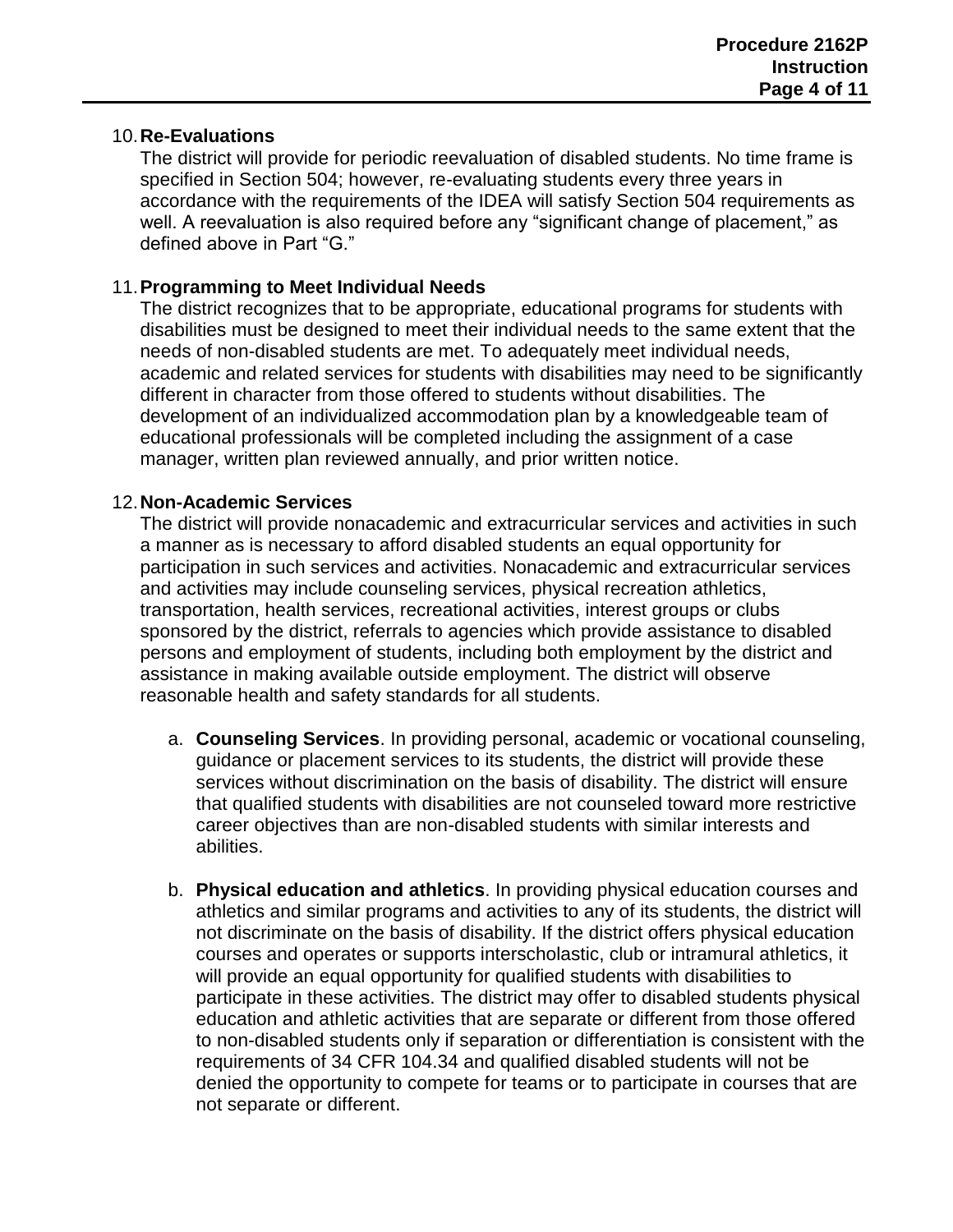10. **Re-Evaluations**

    The district will provide for periodic reevaluation of disabled students. No time frame is specified in Section 504; however, re-evaluating students every three years in accordance with the requirements of the IDEA will satisfy Section 504 requirements as well. A reevaluation is also required before any "significant change of placement," as defined above in Part "G."

11. **Programming to Meet Individual Needs**

    The district recognizes that to be appropriate, educational programs for students with disabilities must be designed to meet their individual needs to the same extent that the needs of non-disabled students are met. To adequately meet individual needs, academic and related services for students with disabilities may need to be significantly different in character from those offered to students without disabilities. The development of an individualized accommodation plan by a knowledgeable team of educational professionals will be completed including the assignment of a case manager, written plan reviewed annually, and prior written notice.

12. **Non-Academic Services**

    The district will provide nonacademic and extracurricular services and activities in such a manner as is necessary to afford disabled students an equal opportunity for participation in such services and activities. Nonacademic and extracurricular services and activities may include counseling services, physical recreation athletics, transportation, health services, recreational activities, interest groups or clubs sponsored by the district, referrals to agencies which provide assistance to disabled persons and employment of students, including both employment by the district and assistance in making available outside employment. The district will observe reasonable health and safety standards for all students.

    a. **Counseling Services**. In providing personal, academic or vocational counseling, guidance or placement services to its students, the district will provide these services without discrimination on the basis of disability. The district will ensure that qualified students with disabilities are not counseled toward more restrictive career objectives than are non-disabled students with similar interests and abilities.

    b. **Physical education and athletics**. In providing physical education courses and athletics and similar programs and activities to any of its students, the district will not discriminate on the basis of disability. If the district offers physical education courses and operates or supports interscholastic, club or intramural athletics, it will provide an equal opportunity for qualified students with disabilities to participate in these activities. The district may offer to disabled students physical education and athletic activities that are separate or different from those offered to non-disabled students only if separation or differentiation is consistent with the requirements of 34 CFR 104.34 and qualified disabled students will not be denied the opportunity to compete for teams or to participate in courses that are not separate or different.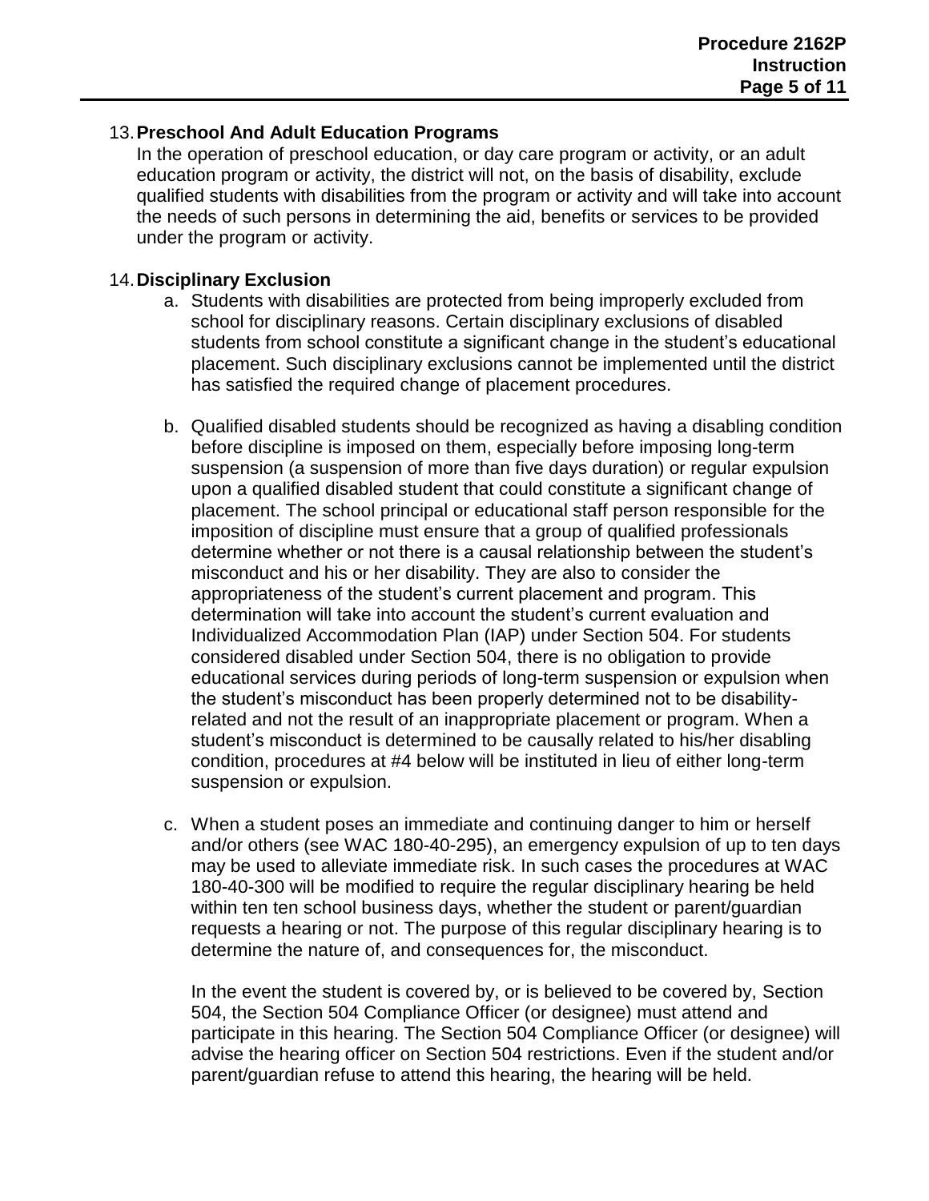13. **Preschool And Adult Education Programs**
    In the operation of preschool education, or day care program or activity, or an adult education program or activity, the district will not, on the basis of disability, exclude qualified students with disabilities from the program or activity and will take into account the needs of such persons in determining the aid, benefits or services to be provided under the program or activity.

14. **Disciplinary Exclusion**
    a. Students with disabilities are protected from being improperly excluded from school for disciplinary reasons. Certain disciplinary exclusions of disabled students from school constitute a significant change in the student's educational placement. Such disciplinary exclusions cannot be implemented until the district has satisfied the required change of placement procedures.

    b. Qualified disabled students should be recognized as having a disabling condition before discipline is imposed on them, especially before imposing long-term suspension (a suspension of more than five days duration) or regular expulsion upon a qualified disabled student that could constitute a significant change of placement. The school principal or educational staff person responsible for the imposition of discipline must ensure that a group of qualified professionals determine whether or not there is a causal relationship between the student's misconduct and his or her disability. They are also to consider the appropriateness of the student's current placement and program. This determination will take into account the student's current evaluation and Individualized Accommodation Plan (IAP) under Section 504. For students considered disabled under Section 504, there is no obligation to provide educational services during periods of long-term suspension or expulsion when the student's misconduct has been properly determined not to be disability-related and not the result of an inappropriate placement or program. When a student's misconduct is determined to be causally related to his/her disabling condition, procedures at #4 below will be instituted in lieu of either long-term suspension or expulsion.

    c. When a student poses an immediate and continuing danger to him or herself and/or others (see WAC 180-40-295), an emergency expulsion of up to ten days may be used to alleviate immediate risk. In such cases the procedures at WAC 180-40-300 will be modified to require the regular disciplinary hearing be held within ten ten school business days, whether the student or parent/guardian requests a hearing or not. The purpose of this regular disciplinary hearing is to determine the nature of, and consequences for, the misconduct.

       In the event the student is covered by, or is believed to be covered by, Section 504, the Section 504 Compliance Officer (or designee) must attend and participate in this hearing. The Section 504 Compliance Officer (or designee) will advise the hearing officer on Section 504 restrictions. Even if the student and/or parent/guardian refuse to attend this hearing, the hearing will be held.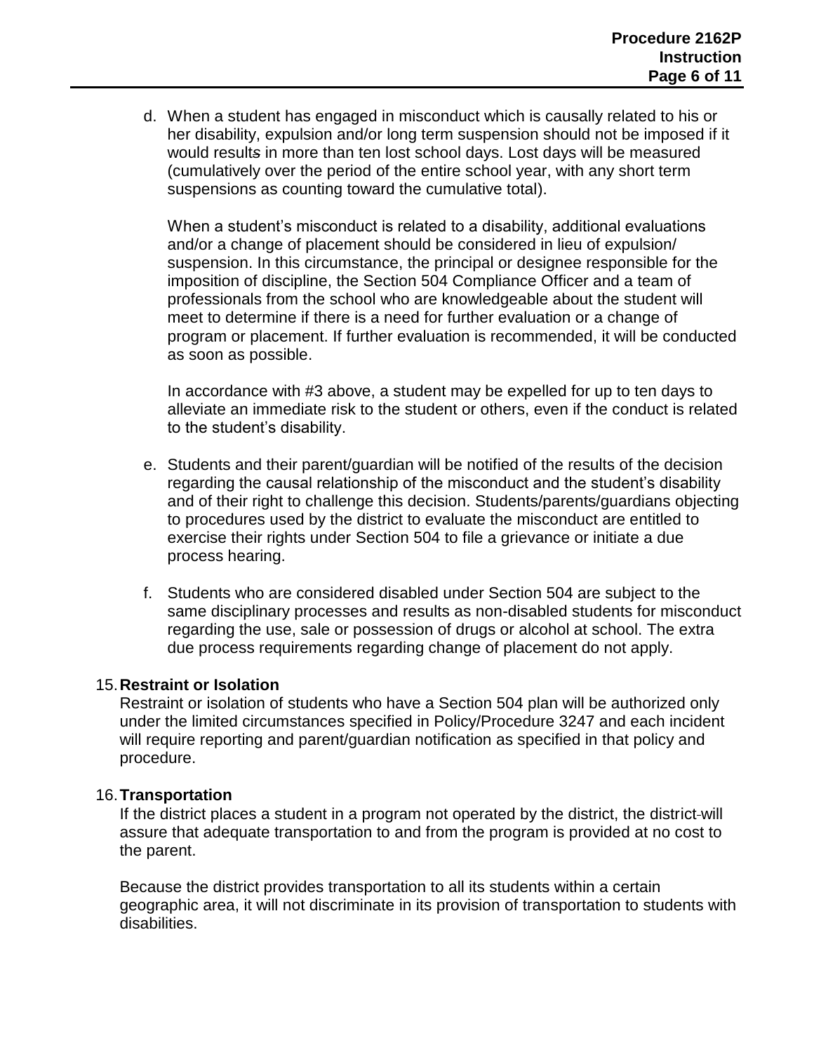d. When a student has engaged in misconduct which is causally related to his or her disability, expulsion and/or long term suspension should not be imposed if it would results in more than ten lost school days. Lost days will be measured (cumulatively over the period of the entire school year, with any short term suspensions as counting toward the cumulative total).

   When a student's misconduct is related to a disability, additional evaluations and/or a change of placement should be considered in lieu of expulsion/ suspension. In this circumstance, the principal or designee responsible for the imposition of discipline, the Section 504 Compliance Officer and a team of professionals from the school who are knowledgeable about the student will meet to determine if there is a need for further evaluation or a change of program or placement. If further evaluation is recommended, it will be conducted as soon as possible.

   In accordance with #3 above, a student may be expelled for up to ten days to alleviate an immediate risk to the student or others, even if the conduct is related to the student's disability.

e. Students and their parent/guardian will be notified of the results of the decision regarding the causal relationship of the misconduct and the student's disability and of their right to challenge this decision. Students/parents/guardians objecting to procedures used by the district to evaluate the misconduct are entitled to exercise their rights under Section 504 to file a grievance or initiate a due process hearing.

f. Students who are considered disabled under Section 504 are subject to the same disciplinary processes and results as non-disabled students for misconduct regarding the use, sale or possession of drugs or alcohol at school. The extra due process requirements regarding change of placement do not apply.

15. **Restraint or Isolation**
    Restraint or isolation of students who have a Section 504 plan will be authorized only under the limited circumstances specified in Policy/Procedure 3247 and each incident will require reporting and parent/guardian notification as specified in that policy and procedure.

16. **Transportation**
    If the district places a student in a program not operated by the district, the district will assure that adequate transportation to and from the program is provided at no cost to the parent.

    Because the district provides transportation to all its students within a certain geographic area, it will not discriminate in its provision of transportation to students with disabilities.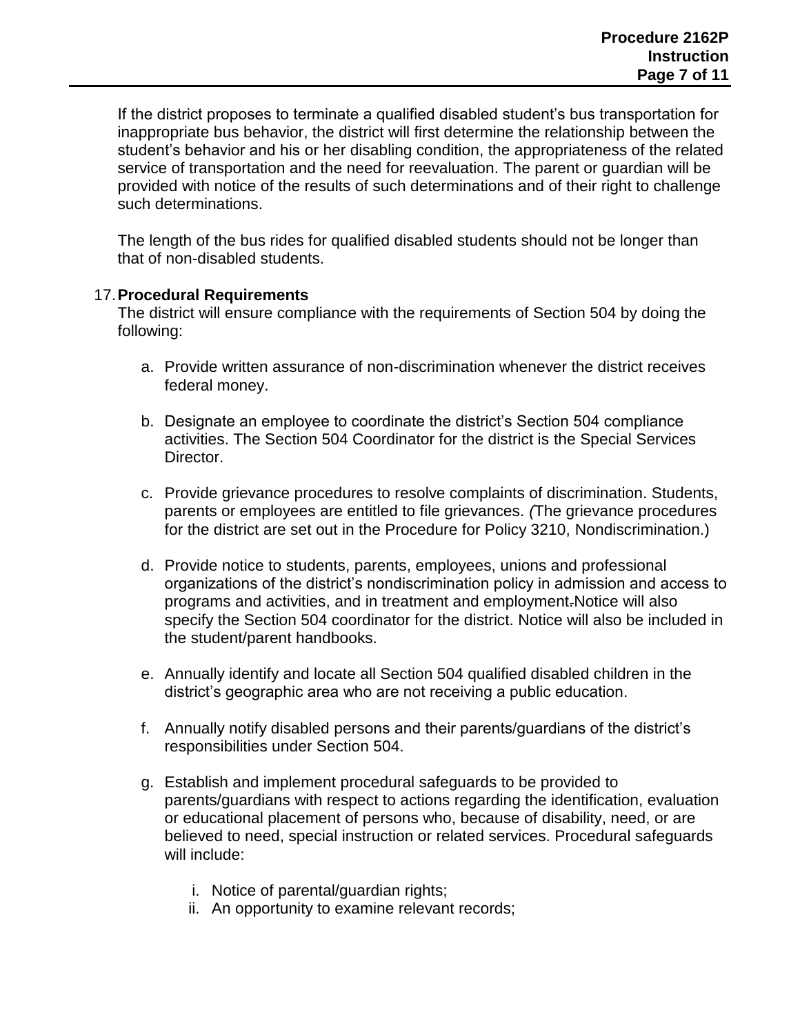If the district proposes to terminate a qualified disabled student's bus transportation for inappropriate bus behavior, the district will first determine the relationship between the student's behavior and his or her disabling condition, the appropriateness of the related service of transportation and the need for reevaluation. The parent or guardian will be provided with notice of the results of such determinations and of their right to challenge such determinations.

The length of the bus rides for qualified disabled students should not be longer than that of non-disabled students.

17. **Procedural Requirements**

The district will ensure compliance with the requirements of Section 504 by doing the following:

a. Provide written assurance of non-discrimination whenever the district receives federal money.

b. Designate an employee to coordinate the district's Section 504 compliance activities. The Section 504 Coordinator for the district is the Special Services Director.

c. Provide grievance procedures to resolve complaints of discrimination. Students, parents or employees are entitled to file grievances. *(*The grievance procedures for the district are set out in the Procedure for Policy 3210, Nondiscrimination.)

d. Provide notice to students, parents, employees, unions and professional organizations of the district's nondiscrimination policy in admission and access to programs and activities, and in treatment and employment. Notice will also specify the Section 504 coordinator for the district. Notice will also be included in the student/parent handbooks.

e. Annually identify and locate all Section 504 qualified disabled children in the district's geographic area who are not receiving a public education.

f. Annually notify disabled persons and their parents/guardians of the district's responsibilities under Section 504.

g. Establish and implement procedural safeguards to be provided to parents/guardians with respect to actions regarding the identification, evaluation or educational placement of persons who, because of disability, need, or are believed to need, special instruction or related services. Procedural safeguards will include:

   i. Notice of parental/guardian rights;
   ii. An opportunity to examine relevant records;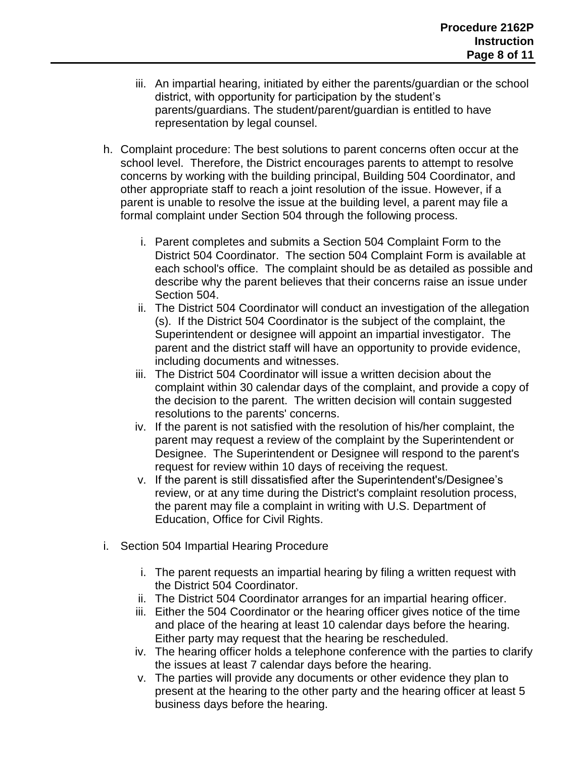iii. An impartial hearing, initiated by either the parents/guardian or the school district, with opportunity for participation by the student's parents/guardians. The student/parent/guardian is entitled to have representation by legal counsel.

h. Complaint procedure: The best solutions to parent concerns often occur at the school level. Therefore, the District encourages parents to attempt to resolve concerns by working with the building principal, Building 504 Coordinator, and other appropriate staff to reach a joint resolution of the issue. However, if a parent is unable to resolve the issue at the building level, a parent may file a formal complaint under Section 504 through the following process.

   i. Parent completes and submits a Section 504 Complaint Form to the District 504 Coordinator. The section 504 Complaint Form is available at each school's office. The complaint should be as detailed as possible and describe why the parent believes that their concerns raise an issue under Section 504.
   ii. The District 504 Coordinator will conduct an investigation of the allegation (s). If the District 504 Coordinator is the subject of the complaint, the Superintendent or designee will appoint an impartial investigator. The parent and the district staff will have an opportunity to provide evidence, including documents and witnesses.
   iii. The District 504 Coordinator will issue a written decision about the complaint within 30 calendar days of the complaint, and provide a copy of the decision to the parent. The written decision will contain suggested resolutions to the parents' concerns.
   iv. If the parent is not satisfied with the resolution of his/her complaint, the parent may request a review of the complaint by the Superintendent or Designee. The Superintendent or Designee will respond to the parent's request for review within 10 days of receiving the request.
   v. If the parent is still dissatisfied after the Superintendent's/Designee's review, or at any time during the District's complaint resolution process, the parent may file a complaint in writing with U.S. Department of Education, Office for Civil Rights.

i. Section 504 Impartial Hearing Procedure

   i. The parent requests an impartial hearing by filing a written request with the District 504 Coordinator.
   ii. The District 504 Coordinator arranges for an impartial hearing officer.
   iii. Either the 504 Coordinator or the hearing officer gives notice of the time and place of the hearing at least 10 calendar days before the hearing. Either party may request that the hearing be rescheduled.
   iv. The hearing officer holds a telephone conference with the parties to clarify the issues at least 7 calendar days before the hearing.
   v. The parties will provide any documents or other evidence they plan to present at the hearing to the other party and the hearing officer at least 5 business days before the hearing.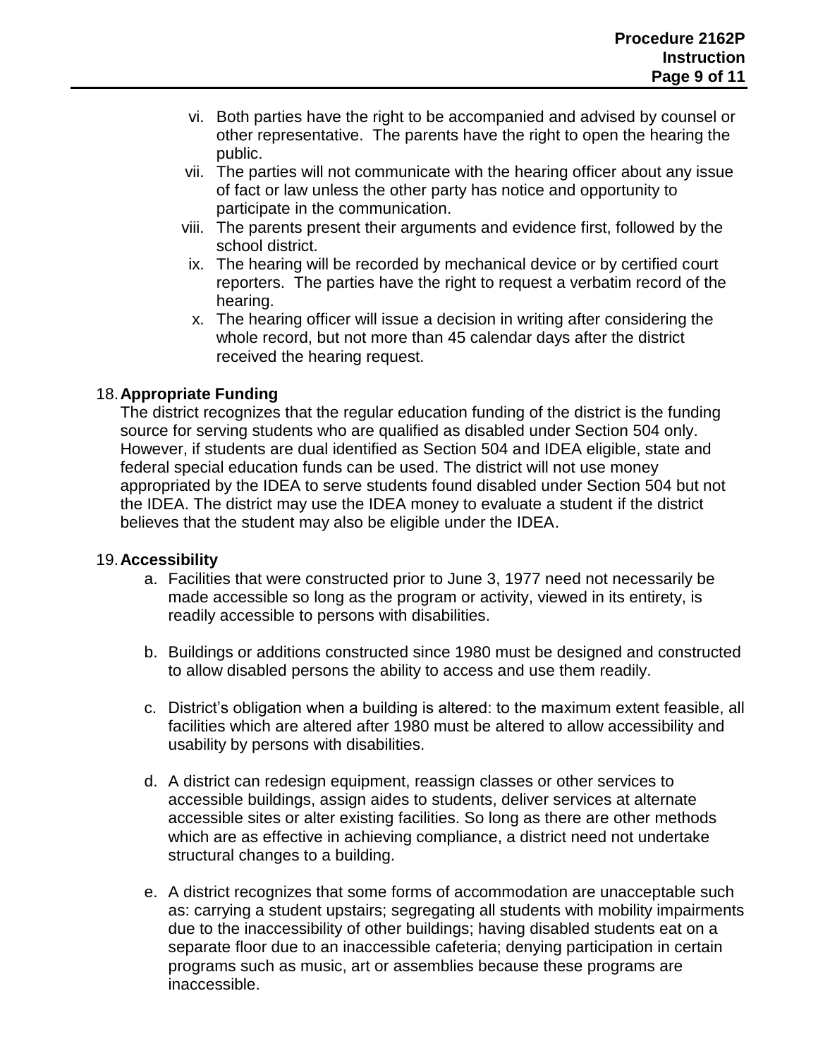vi. Both parties have the right to be accompanied and advised by counsel or other representative. The parents have the right to open the hearing the public.

vii. The parties will not communicate with the hearing officer about any issue of fact or law unless the other party has notice and opportunity to participate in the communication.

viii. The parents present their arguments and evidence first, followed by the school district.

ix. The hearing will be recorded by mechanical device or by certified court reporters. The parties have the right to request a verbatim record of the hearing.

x. The hearing officer will issue a decision in writing after considering the whole record, but not more than 45 calendar days after the district received the hearing request.

18. **Appropriate Funding**

The district recognizes that the regular education funding of the district is the funding source for serving students who are qualified as disabled under Section 504 only. However, if students are dual identified as Section 504 and IDEA eligible, state and federal special education funds can be used. The district will not use money appropriated by the IDEA to serve students found disabled under Section 504 but not the IDEA. The district may use the IDEA money to evaluate a student if the district believes that the student may also be eligible under the IDEA.

19. **Accessibility**

a. Facilities that were constructed prior to June 3, 1977 need not necessarily be made accessible so long as the program or activity, viewed in its entirety, is readily accessible to persons with disabilities.

b. Buildings or additions constructed since 1980 must be designed and constructed to allow disabled persons the ability to access and use them readily.

c. District's obligation when a building is altered: to the maximum extent feasible, all facilities which are altered after 1980 must be altered to allow accessibility and usability by persons with disabilities.

d. A district can redesign equipment, reassign classes or other services to accessible buildings, assign aides to students, deliver services at alternate accessible sites or alter existing facilities. So long as there are other methods which are as effective in achieving compliance, a district need not undertake structural changes to a building.

e. A district recognizes that some forms of accommodation are unacceptable such as: carrying a student upstairs; segregating all students with mobility impairments due to the inaccessibility of other buildings; having disabled students eat on a separate floor due to an inaccessible cafeteria; denying participation in certain programs such as music, art or assemblies because these programs are inaccessible.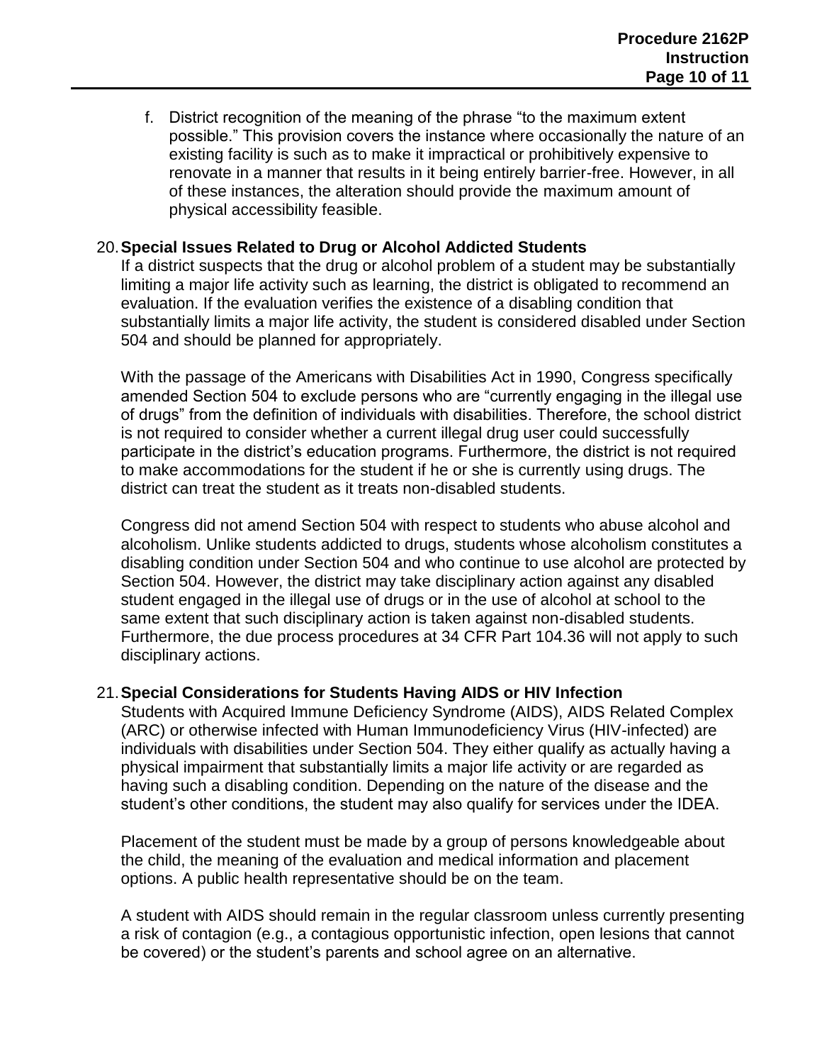f. District recognition of the meaning of the phrase "to the maximum extent possible." This provision covers the instance where occasionally the nature of an existing facility is such as to make it impractical or prohibitively expensive to renovate in a manner that results in it being entirely barrier-free. However, in all of these instances, the alteration should provide the maximum amount of physical accessibility feasible.

20. **Special Issues Related to Drug or Alcohol Addicted Students**

If a district suspects that the drug or alcohol problem of a student may be substantially limiting a major life activity such as learning, the district is obligated to recommend an evaluation. If the evaluation verifies the existence of a disabling condition that substantially limits a major life activity, the student is considered disabled under Section 504 and should be planned for appropriately.

With the passage of the Americans with Disabilities Act in 1990, Congress specifically amended Section 504 to exclude persons who are "currently engaging in the illegal use of drugs" from the definition of individuals with disabilities. Therefore, the school district is not required to consider whether a current illegal drug user could successfully participate in the district's education programs. Furthermore, the district is not required to make accommodations for the student if he or she is currently using drugs. The district can treat the student as it treats non-disabled students.

Congress did not amend Section 504 with respect to students who abuse alcohol and alcoholism. Unlike students addicted to drugs, students whose alcoholism constitutes a disabling condition under Section 504 and who continue to use alcohol are protected by Section 504. However, the district may take disciplinary action against any disabled student engaged in the illegal use of drugs or in the use of alcohol at school to the same extent that such disciplinary action is taken against non-disabled students. Furthermore, the due process procedures at 34 CFR Part 104.36 will not apply to such disciplinary actions.

21. **Special Considerations for Students Having AIDS or HIV Infection**

Students with Acquired Immune Deficiency Syndrome (AIDS), AIDS Related Complex (ARC) or otherwise infected with Human Immunodeficiency Virus (HIV-infected) are individuals with disabilities under Section 504. They either qualify as actually having a physical impairment that substantially limits a major life activity or are regarded as having such a disabling condition. Depending on the nature of the disease and the student's other conditions, the student may also qualify for services under the IDEA.

Placement of the student must be made by a group of persons knowledgeable about the child, the meaning of the evaluation and medical information and placement options. A public health representative should be on the team.

A student with AIDS should remain in the regular classroom unless currently presenting a risk of contagion (e.g., a contagious opportunistic infection, open lesions that cannot be covered) or the student's parents and school agree on an alternative.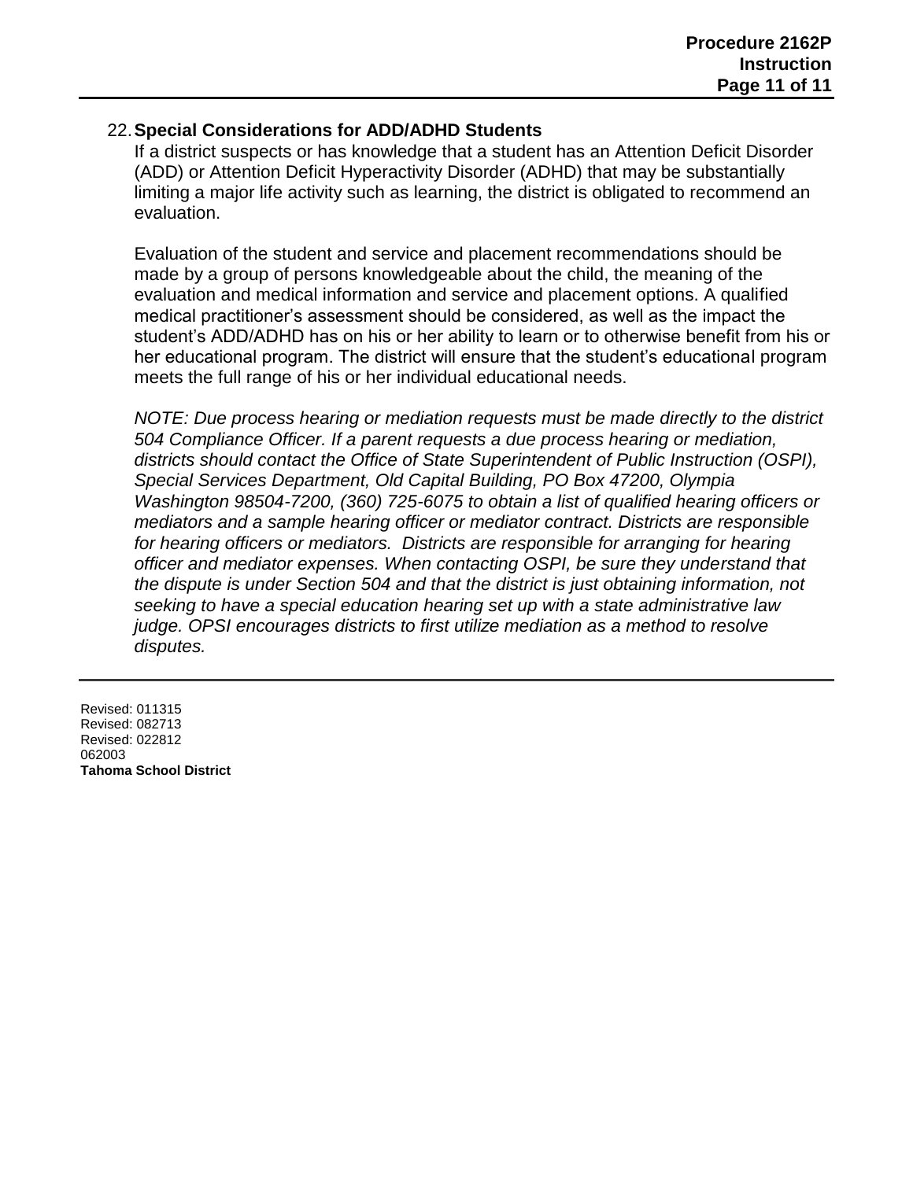22. **Special Considerations for ADD/ADHD Students**

    If a district suspects or has knowledge that a student has an Attention Deficit Disorder (ADD) or Attention Deficit Hyperactivity Disorder (ADHD) that may be substantially limiting a major life activity such as learning, the district is obligated to recommend an evaluation.

    Evaluation of the student and service and placement recommendations should be made by a group of persons knowledgeable about the child, the meaning of the evaluation and medical information and service and placement options. A qualified medical practitioner's assessment should be considered, as well as the impact the student's ADD/ADHD has on his or her ability to learn or to otherwise benefit from his or her educational program. The district will ensure that the student's educational program meets the full range of his or her individual educational needs.

    *NOTE: Due process hearing or mediation requests must be made directly to the district 504 Compliance Officer. If a parent requests a due process hearing or mediation, districts should contact the Office of State Superintendent of Public Instruction (OSPI), Special Services Department, Old Capital Building, PO Box 47200, Olympia Washington 98504-7200, (360) 725-6075 to obtain a list of qualified hearing officers or mediators and a sample hearing officer or mediator contract. Districts are responsible for hearing officers or mediators.  Districts are responsible for arranging for hearing officer and mediator expenses. When contacting OSPI, be sure they understand that the dispute is under Section 504 and that the district is just obtaining information, not seeking to have a special education hearing set up with a state administrative law judge. OPSI encourages districts to first utilize mediation as a method to resolve disputes.*

---

Revised: 011315
Revised: 082713
Revised: 022812
062003
**Tahoma School District**